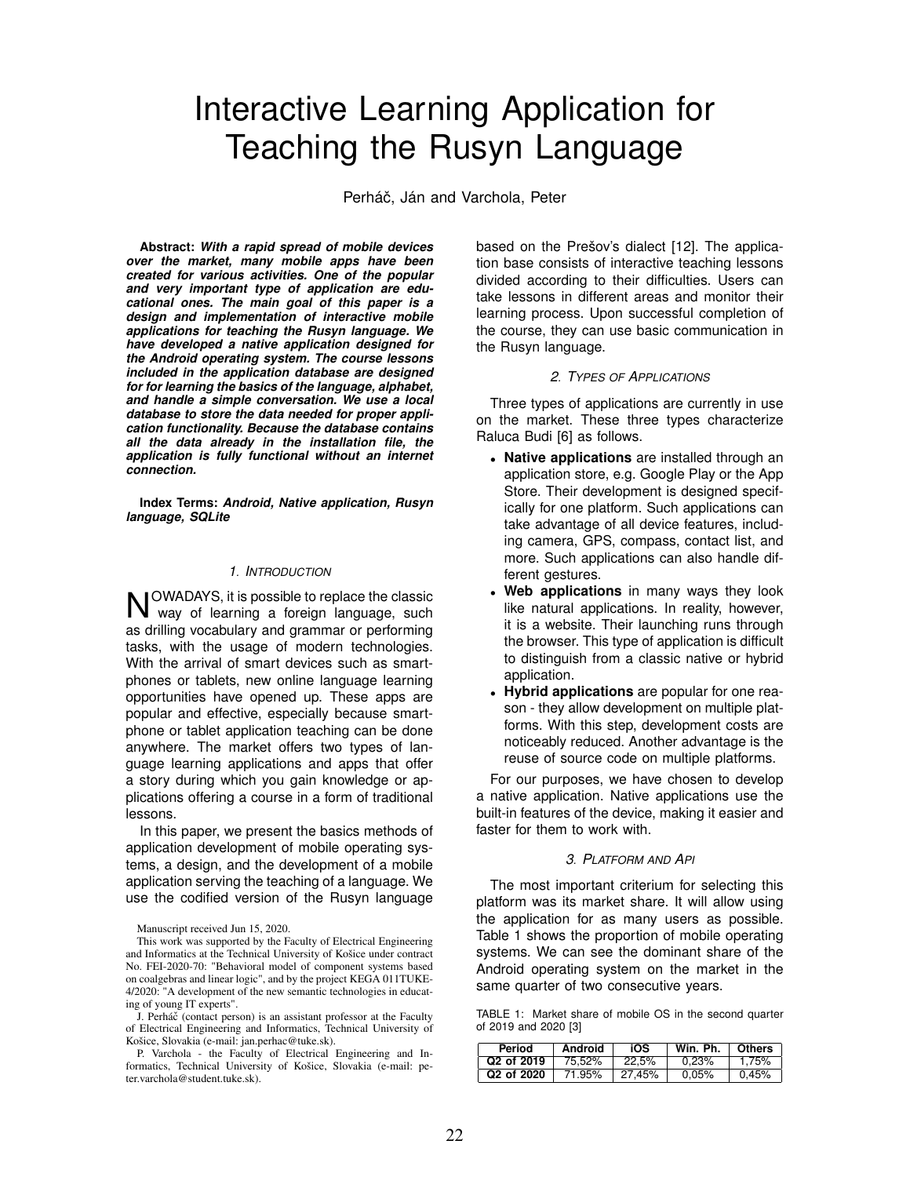# Interactive Learning Application for Teaching the Rusyn Language

Perháč, Ján and Varchola, Peter

**Abstract:** ***With a rapid spread of mobile devices over the market, many mobile apps have been created for various activities. One of the popular and very important type of application are educational ones. The main goal of this paper is a design and implementation of interactive mobile applications for teaching the Rusyn language. We have developed a native application designed for the Android operating system. The course lessons included in the application database are designed for for learning the basics of the language, alphabet, and handle a simple conversation. We use a local database to store the data needed for proper application functionality. Because the database contains all the data already in the installation file, the application is fully functional without an internet connection.***

**Index Terms:** ***Android, Native application, Rusyn language, SQLite***

## 1. Introduction

NOWADAYS, it is possible to replace the classic way of learning a foreign language, such as drilling vocabulary and grammar or performing tasks, with the usage of modern technologies. With the arrival of smart devices such as smartphones or tablets, new online language learning opportunities have opened up. These apps are popular and effective, especially because smartphone or tablet application teaching can be done anywhere. The market offers two types of language learning applications and apps that offer a story during which you gain knowledge or applications offering a course in a form of traditional lessons.

In this paper, we present the basics methods of application development of mobile operating systems, a design, and the development of a mobile application serving the teaching of a language. We use the codified version of the Rusyn language based on the Prešov's dialect [12]. The application base consists of interactive teaching lessons divided according to their difficulties. Users can take lessons in different areas and monitor their learning process. Upon successful completion of the course, they can use basic communication in the Rusyn language.

Manuscript received Jun 15, 2020.

This work was supported by the Faculty of Electrical Engineering and Informatics at the Technical University of Košice under contract No. FEI-2020-70: "Behavioral model of component systems based on coalgebras and linear logic", and by the project KEGA 011TUKE-4/2020: "A development of the new semantic technologies in educating of young IT experts".

J. Perháč (contact person) is an assistant professor at the Faculty of Electrical Engineering and Informatics, Technical University of Košice, Slovakia (e-mail: jan.perhac@tuke.sk).

P. Varchola - the Faculty of Electrical Engineering and Informatics, Technical University of Košice, Slovakia (e-mail: peter.varchola@student.tuke.sk).

## 2. Types of Applications

Three types of applications are currently in use on the market. These three types characterize Raluca Budi [6] as follows.

- **Native applications** are installed through an application store, e.g. Google Play or the App Store. Their development is designed specifically for one platform. Such applications can take advantage of all device features, including camera, GPS, compass, contact list, and more. Such applications can also handle different gestures.
- **Web applications** in many ways they look like natural applications. In reality, however, it is a website. Their launching runs through the browser. This type of application is difficult to distinguish from a classic native or hybrid application.
- **Hybrid applications** are popular for one reason - they allow development on multiple platforms. With this step, development costs are noticeably reduced. Another advantage is the reuse of source code on multiple platforms.

For our purposes, we have chosen to develop a native application. Native applications use the built-in features of the device, making it easier and faster for them to work with.

## 3. Platform and Api

The most important criterium for selecting this platform was its market share. It will allow using the application for as many users as possible. Table 1 shows the proportion of mobile operating systems. We can see the dominant share of the Android operating system on the market in the same quarter of two consecutive years.

TABLE 1: Market share of mobile OS in the second quarter of 2019 and 2020 [3]

| Period | Android | iOS | Win. Ph. | Others |
|---|---|---|---|---|
| **Q2 of 2019** | 75,52% | 22,5% | 0,23% | 1,75% |
| **Q2 of 2020** | 71.95% | 27,45% | 0,05% | 0,45% |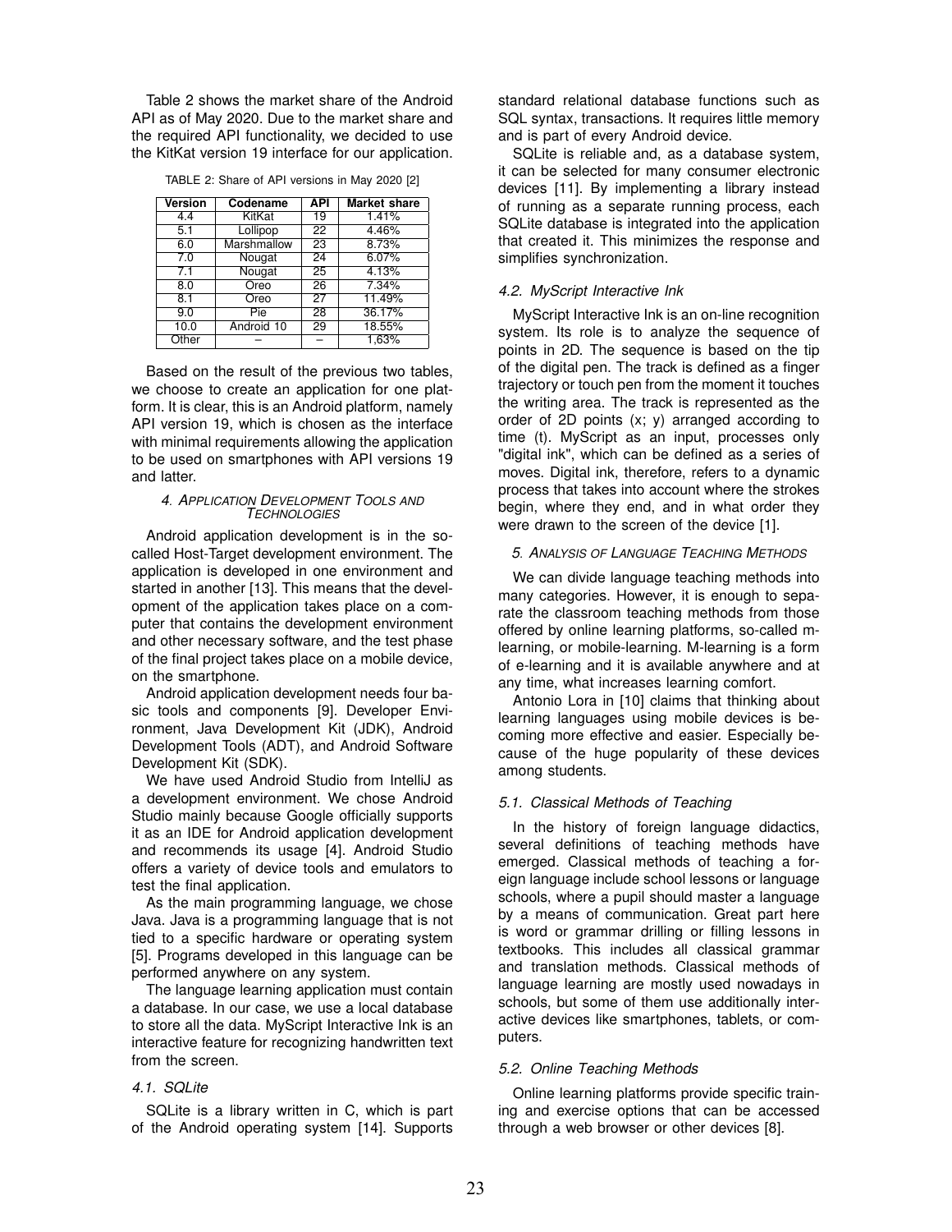Table 2 shows the market share of the Android API as of May 2020. Due to the market share and the required API functionality, we decided to use the KitKat version 19 interface for our application.

TABLE 2: Share of API versions in May 2020 [2]

| Version | Codename | API | Market share |
|---|---|---|---|
| 4.4 | KitKat | 19 | 1.41% |
| 5.1 | Lollipop | 22 | 4.46% |
| 6.0 | Marshmallow | 23 | 8.73% |
| 7.0 | Nougat | 24 | 6.07% |
| 7.1 | Nougat | 25 | 4.13% |
| 8.0 | Oreo | 26 | 7.34% |
| 8.1 | Oreo | 27 | 11.49% |
| 9.0 | Pie | 28 | 36.17% |
| 10.0 | Android 10 | 29 | 18.55% |
| Other | – | – | 1,63% |

Based on the result of the previous two tables, we choose to create an application for one platform. It is clear, this is an Android platform, namely API version 19, which is chosen as the interface with minimal requirements allowing the application to be used on smartphones with API versions 19 and latter.

## 4. Application Development Tools and Technologies

Android application development is in the so-called Host-Target development environment. The application is developed in one environment and started in another [13]. This means that the development of the application takes place on a computer that contains the development environment and other necessary software, and the test phase of the final project takes place on a mobile device, on the smartphone.

Android application development needs four basic tools and components [9]. Developer Environment, Java Development Kit (JDK), Android Development Tools (ADT), and Android Software Development Kit (SDK).

We have used Android Studio from IntelliJ as a development environment. We chose Android Studio mainly because Google officially supports it as an IDE for Android application development and recommends its usage [4]. Android Studio offers a variety of device tools and emulators to test the final application.

As the main programming language, we chose Java. Java is a programming language that is not tied to a specific hardware or operating system [5]. Programs developed in this language can be performed anywhere on any system.

The language learning application must contain a database. In our case, we use a local database to store all the data. MyScript Interactive Ink is an interactive feature for recognizing handwritten text from the screen.

### 4.1. SQLite

SQLite is a library written in C, which is part of the Android operating system [14]. Supports standard relational database functions such as SQL syntax, transactions. It requires little memory and is part of every Android device.

SQLite is reliable and, as a database system, it can be selected for many consumer electronic devices [11]. By implementing a library instead of running as a separate running process, each SQLite database is integrated into the application that created it. This minimizes the response and simplifies synchronization.

### 4.2. MyScript Interactive Ink

MyScript Interactive Ink is an on-line recognition system. Its role is to analyze the sequence of points in 2D. The sequence is based on the tip of the digital pen. The track is defined as a finger trajectory or touch pen from the moment it touches the writing area. The track is represented as the order of 2D points (x; y) arranged according to time (t). MyScript as an input, processes only "digital ink", which can be defined as a series of moves. Digital ink, therefore, refers to a dynamic process that takes into account where the strokes begin, where they end, and in what order they were drawn to the screen of the device [1].

## 5. Analysis of Language Teaching Methods

We can divide language teaching methods into many categories. However, it is enough to separate the classroom teaching methods from those offered by online learning platforms, so-called m-learning, or mobile-learning. M-learning is a form of e-learning and it is available anywhere and at any time, what increases learning comfort.

Antonio Lora in [10] claims that thinking about learning languages using mobile devices is becoming more effective and easier. Especially because of the huge popularity of these devices among students.

### 5.1. Classical Methods of Teaching

In the history of foreign language didactics, several definitions of teaching methods have emerged. Classical methods of teaching a foreign language include school lessons or language schools, where a pupil should master a language by a means of communication. Great part here is word or grammar drilling or filling lessons in textbooks. This includes all classical grammar and translation methods. Classical methods of language learning are mostly used nowadays in schools, but some of them use additionally interactive devices like smartphones, tablets, or computers.

### 5.2. Online Teaching Methods

Online learning platforms provide specific training and exercise options that can be accessed through a web browser or other devices [8].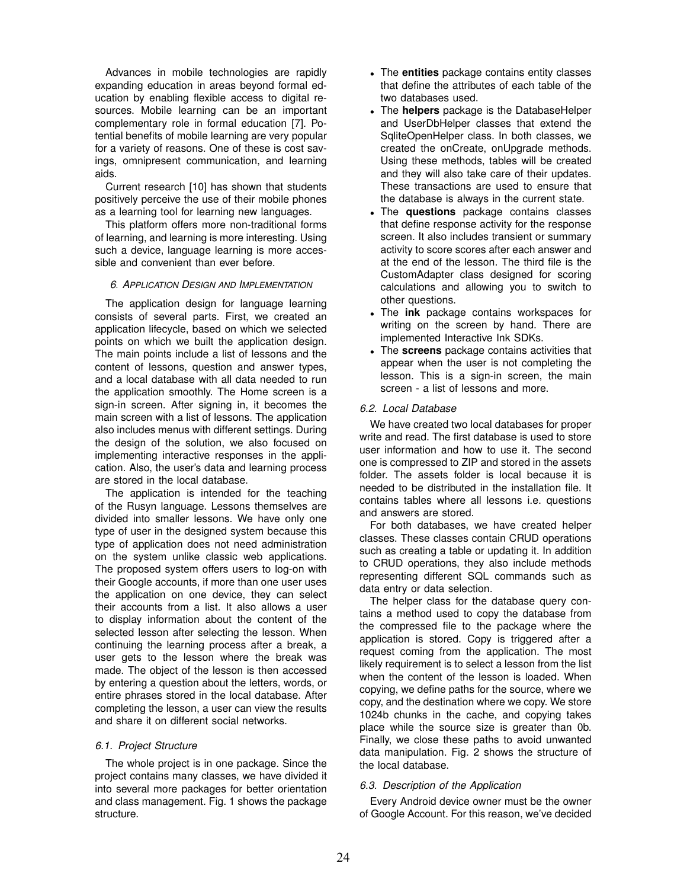Advances in mobile technologies are rapidly expanding education in areas beyond formal education by enabling flexible access to digital resources. Mobile learning can be an important complementary role in formal education [7]. Potential benefits of mobile learning are very popular for a variety of reasons. One of these is cost savings, omnipresent communication, and learning aids.

Current research [10] has shown that students positively perceive the use of their mobile phones as a learning tool for learning new languages.

This platform offers more non-traditional forms of learning, and learning is more interesting. Using such a device, language learning is more accessible and convenient than ever before.

## 6. Application Design and Implementation

The application design for language learning consists of several parts. First, we created an application lifecycle, based on which we selected points on which we built the application design. The main points include a list of lessons and the content of lessons, question and answer types, and a local database with all data needed to run the application smoothly. The Home screen is a sign-in screen. After signing in, it becomes the main screen with a list of lessons. The application also includes menus with different settings. During the design of the solution, we also focused on implementing interactive responses in the application. Also, the user's data and learning process are stored in the local database.

The application is intended for the teaching of the Rusyn language. Lessons themselves are divided into smaller lessons. We have only one type of user in the designed system because this type of application does not need administration on the system unlike classic web applications. The proposed system offers users to log-on with their Google accounts, if more than one user uses the application on one device, they can select their accounts from a list. It also allows a user to display information about the content of the selected lesson after selecting the lesson. When continuing the learning process after a break, a user gets to the lesson where the break was made. The object of the lesson is then accessed by entering a question about the letters, words, or entire phrases stored in the local database. After completing the lesson, a user can view the results and share it on different social networks.

### 6.1. Project Structure

The whole project is in one package. Since the project contains many classes, we have divided it into several more packages for better orientation and class management. Fig. 1 shows the package structure.

- The **entities** package contains entity classes that define the attributes of each table of the two databases used.
- The **helpers** package is the DatabaseHelper and UserDbHelper classes that extend the SqliteOpenHelper class. In both classes, we created the onCreate, onUpgrade methods. Using these methods, tables will be created and they will also take care of their updates. These transactions are used to ensure that the database is always in the current state.
- The **questions** package contains classes that define response activity for the response screen. It also includes transient or summary activity to score scores after each answer and at the end of the lesson. The third file is the CustomAdapter class designed for scoring calculations and allowing you to switch to other questions.
- The **ink** package contains workspaces for writing on the screen by hand. There are implemented Interactive Ink SDKs.
- The **screens** package contains activities that appear when the user is not completing the lesson. This is a sign-in screen, the main screen - a list of lessons and more.

### 6.2. Local Database

We have created two local databases for proper write and read. The first database is used to store user information and how to use it. The second one is compressed to ZIP and stored in the assets folder. The assets folder is local because it is needed to be distributed in the installation file. It contains tables where all lessons i.e. questions and answers are stored.

For both databases, we have created helper classes. These classes contain CRUD operations such as creating a table or updating it. In addition to CRUD operations, they also include methods representing different SQL commands such as data entry or data selection.

The helper class for the database query contains a method used to copy the database from the compressed file to the package where the application is stored. Copy is triggered after a request coming from the application. The most likely requirement is to select a lesson from the list when the content of the lesson is loaded. When copying, we define paths for the source, where we copy, and the destination where we copy. We store 1024b chunks in the cache, and copying takes place while the source size is greater than 0b. Finally, we close these paths to avoid unwanted data manipulation. Fig. 2 shows the structure of the local database.

### 6.3. Description of the Application

Every Android device owner must be the owner of Google Account. For this reason, we've decided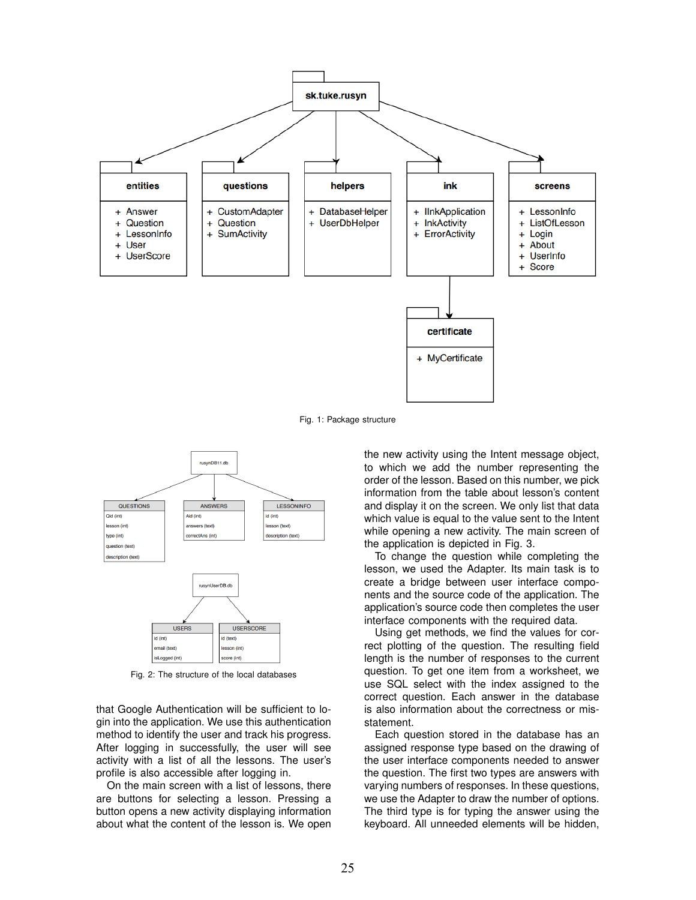Fig. 1: Package structure

Fig. 2: The structure of the local databases

that Google Authentication will be sufficient to login into the application. We use this authentication method to identify the user and track his progress. After logging in successfully, the user will see activity with a list of all the lessons. The user's profile is also accessible after logging in.

On the main screen with a list of lessons, there are buttons for selecting a lesson. Pressing a button opens a new activity displaying information about what the content of the lesson is. We open the new activity using the Intent message object, to which we add the number representing the order of the lesson. Based on this number, we pick information from the table about lesson's content and display it on the screen. We only list that data which value is equal to the value sent to the Intent while opening a new activity. The main screen of the application is depicted in Fig. 3.

To change the question while completing the lesson, we used the Adapter. Its main task is to create a bridge between user interface components and the source code of the application. The application's source code then completes the user interface components with the required data.

Using get methods, we find the values for correct plotting of the question. The resulting field length is the number of responses to the current question. To get one item from a worksheet, we use SQL select with the index assigned to the correct question. Each answer in the database is also information about the correctness or misstatement.

Each question stored in the database has an assigned response type based on the drawing of the user interface components needed to answer the question. The first two types are answers with varying numbers of responses. In these questions, we use the Adapter to draw the number of options. The third type is for typing the answer using the keyboard. All unneeded elements will be hidden,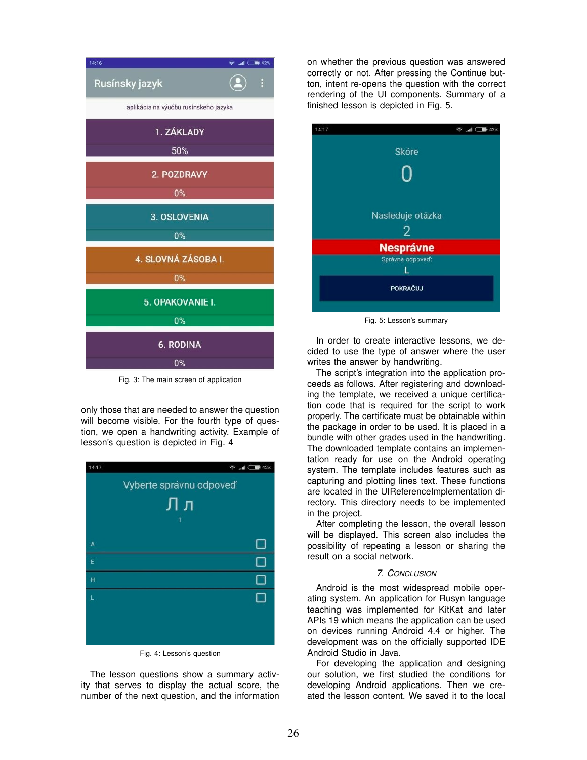Fig. 3: The main screen of application

only those that are needed to answer the question will become visible. For the fourth type of question, we open a handwriting activity. Example of lesson's question is depicted in Fig. 4

Fig. 4: Lesson's question

The lesson questions show a summary activity that serves to display the actual score, the number of the next question, and the information on whether the previous question was answered correctly or not. After pressing the Continue button, intent re-opens the question with the correct rendering of the UI components. Summary of a finished lesson is depicted in Fig. 5.

Fig. 5: Lesson's summary

In order to create interactive lessons, we decided to use the type of answer where the user writes the answer by handwriting.

The script's integration into the application proceeds as follows. After registering and downloading the template, we received a unique certification code that is required for the script to work properly. The certificate must be obtainable within the package in order to be used. It is placed in a bundle with other grades used in the handwriting. The downloaded template contains an implementation ready for use on the Android operating system. The template includes features such as capturing and plotting lines text. These functions are located in the UIReferenceImplementation directory. This directory needs to be implemented in the project.

After completing the lesson, the overall lesson will be displayed. This screen also includes the possibility of repeating a lesson or sharing the result on a social network.

## 7. Conclusion

Android is the most widespread mobile operating system. An application for Rusyn language teaching was implemented for KitKat and later APIs 19 which means the application can be used on devices running Android 4.4 or higher. The development was on the officially supported IDE Android Studio in Java.

For developing the application and designing our solution, we first studied the conditions for developing Android applications. Then we created the lesson content. We saved it to the local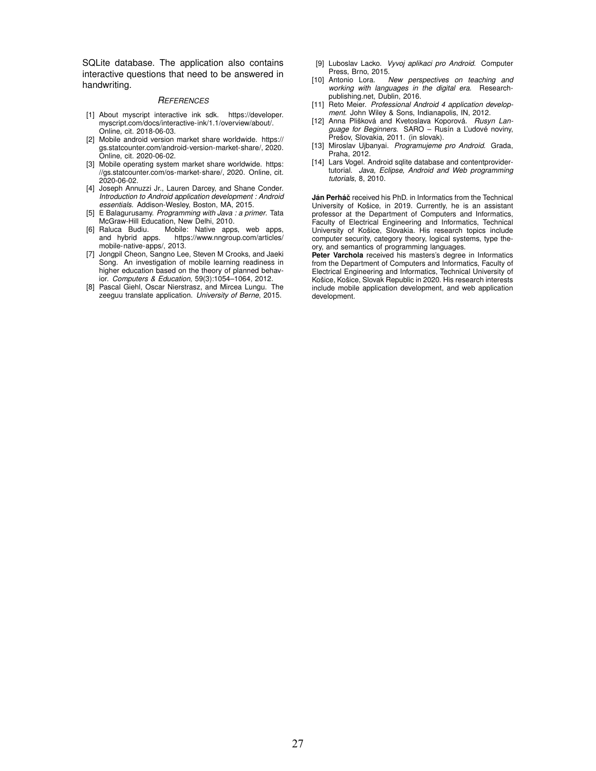SQLite database. The application also contains interactive questions that need to be answered in handwriting.

## References

[1] About myscript interactive ink sdk. https://developer.myscript.com/docs/interactive-ink/1.1/overview/about/. Online, cit. 2018-06-03.

[2] Mobile android version market share worldwide. https://gs.statcounter.com/android-version-market-share/, 2020. Online, cit. 2020-06-02.

[3] Mobile operating system market share worldwide. https://gs.statcounter.com/os-market-share/, 2020. Online, cit. 2020-06-02.

[4] Joseph Annuzzi Jr., Lauren Darcey, and Shane Conder. *Introduction to Android application development : Android essentials*. Addison-Wesley, Boston, MA, 2015.

[5] E Balagurusamy. *Programming with Java : a primer*. Tata McGraw-Hill Education, New Delhi, 2010.

[6] Raluca Budiu. Mobile: Native apps, web apps, and hybrid apps. https://www.nngroup.com/articles/mobile-native-apps/, 2013.

[7] Jongpil Cheon, Sangno Lee, Steven M Crooks, and Jaeki Song. An investigation of mobile learning readiness in higher education based on the theory of planned behavior. *Computers & Education*, 59(3):1054–1064, 2012.

[8] Pascal Giehl, Oscar Nierstrasz, and Mircea Lungu. The zeeguu translate application. *University of Berne*, 2015.

[9] Luboslav Lacko. *Vyvoj aplikaci pro Android*. Computer Press, Brno, 2015.

[10] Antonio Lora. *New perspectives on teaching and working with languages in the digital era*. Research-publishing.net, Dublin, 2016.

[11] Reto Meier. *Professional Android 4 application development*. John Wiley & Sons, Indianapolis, IN, 2012.

[12] Anna Plišková and Kvetoslava Koporová. *Rusyn Language for Beginners*. SARO – Rusín a Ľudové noviny, Prešov, Slovakia, 2011. (in slovak).

[13] Miroslav Ujbanyai. *Programujeme pro Android*. Grada, Praha, 2012.

[14] Lars Vogel. Android sqlite database and contentprovider-tutorial. *Java, Eclipse, Android and Web programming tutorials*, 8, 2010.

**Ján Perháč** received his PhD. in Informatics from the Technical University of Košice, in 2019. Currently, he is an assistant professor at the Department of Computers and Informatics, Faculty of Electrical Engineering and Informatics, Technical University of Košice, Slovakia. His research topics include computer security, category theory, logical systems, type theory, and semantics of programming languages.

**Peter Varchola** received his masters's degree in Informatics from the Department of Computers and Informatics, Faculty of Electrical Engineering and Informatics, Technical University of Košice, Košice, Slovak Republic in 2020. His research interests include mobile application development, and web application development.